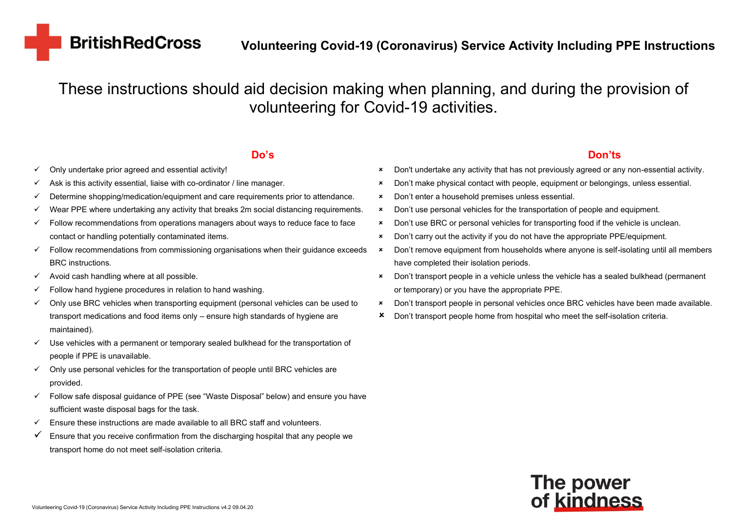# Volunteering Covid-19 (Coronavirus) Service Activity Including PPE Instructions

These instructions should aid decision making when planning, and during the provision of volunteering for Covid-19 activities.

## Do's

- ✓ Only undertake prior agreed and essential activity!
- ✓ Ask is this activity essential, liaise with co-ordinator / line manager.
- ✓ Determine shopping/medication/equipment and care requirements prior to attendance.
- ✓ Wear PPE where undertaking any activity that breaks 2m social distancing requirements.
- ✓ Follow recommendations from operations managers about ways to reduce face to face contact or handling potentially contaminated items.
- ✓ Follow recommendations from commissioning organisations when their guidance exceeds BRC instructions.
- ✓ Avoid cash handling where at all possible.
- ✓ Follow hand hygiene procedures in relation to hand washing.
- ✓ Only use BRC vehicles when transporting equipment (personal vehicles can be used to transport medications and food items only – ensure high standards of hygiene are maintained).
- ✓ Use vehicles with a permanent or temporary sealed bulkhead for the transportation of people if PPE is unavailable.
- ✓ Only use personal vehicles for the transportation of people until BRC vehicles are provided.
- ✓ Follow safe disposal guidance of PPE (see "Waste Disposal" below) and ensure you have sufficient waste disposal bags for the task.
- ✓ Ensure these instructions are made available to all BRC staff and volunteers.
- ✓ Ensure that you receive confirmation from the discharging hospital that any people we transport home do not meet self-isolation criteria.

## Don'ts

- ✗ Don't undertake any activity that has not previously agreed or any non-essential activity.
- ✗ Don't make physical contact with people, equipment or belongings, unless essential.
- ✗ Don't enter a household premises unless essential.
- ✗ Don't use personal vehicles for the transportation of people and equipment.
- ✗ Don't use BRC or personal vehicles for transporting food if the vehicle is unclean.
- ✗ Don't carry out the activity if you do not have the appropriate PPE/equipment.
- ✗ Don't remove equipment from households where anyone is self-isolating until all members have completed their isolation periods.
- ✗ Don't transport people in a vehicle unless the vehicle has a sealed bulkhead (permanent or temporary) or you have the appropriate PPE.
- ✗ Don't transport people in personal vehicles once BRC vehicles have been made available.
- ✗ Don't transport people home from hospital who meet the self-isolation criteria.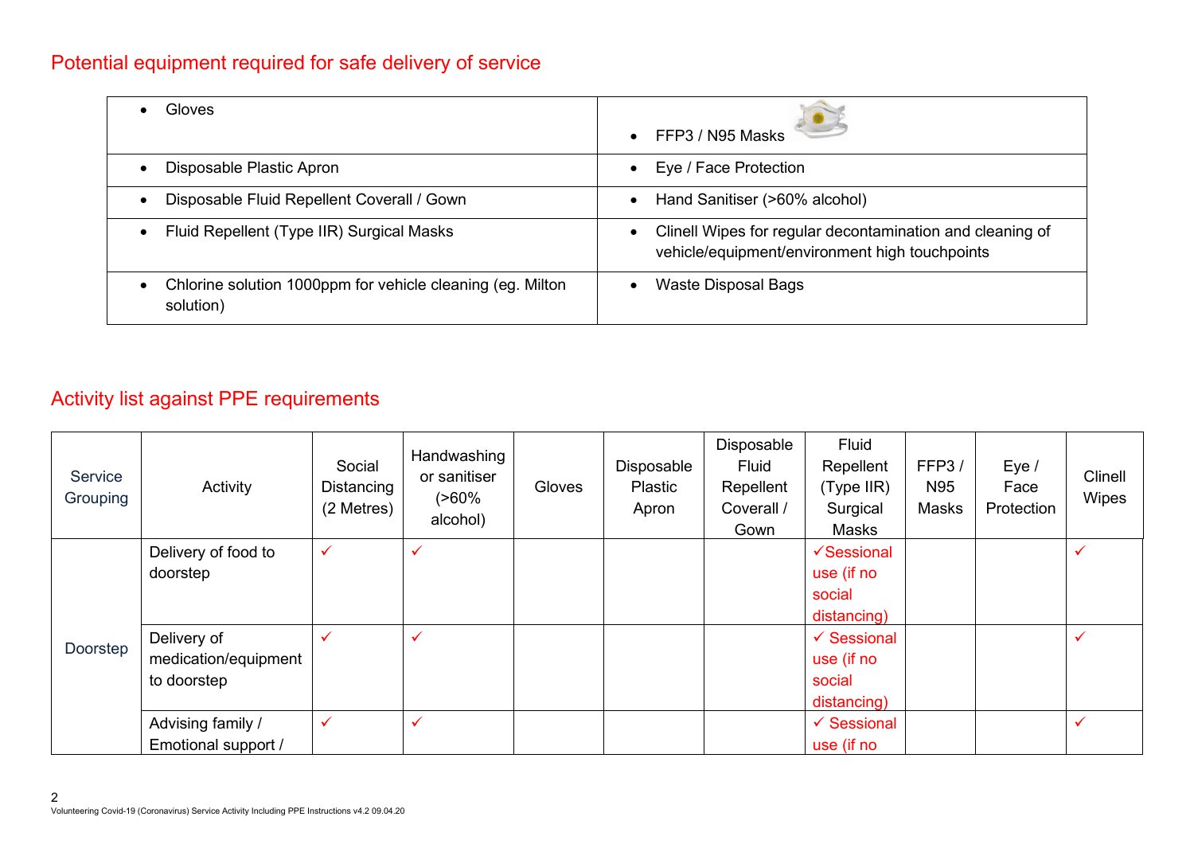## Potential equipment required for safe delivery of service

| | |
|---|---|
| • Gloves | • FFP3 / N95 Masks |
| • Disposable Plastic Apron | • Eye / Face Protection |
| • Disposable Fluid Repellent Coverall / Gown | • Hand Sanitiser (>60% alcohol) |
| • Fluid Repellent (Type IIR) Surgical Masks | • Clinell Wipes for regular decontamination and cleaning of vehicle/equipment/environment high touchpoints |
| • Chlorine solution 1000ppm for vehicle cleaning (eg. Milton solution) | • Waste Disposal Bags |

## Activity list against PPE requirements

| Service Grouping | Activity | Social Distancing (2 Metres) | Handwashing or sanitiser (>60% alcohol) | Gloves | Disposable Plastic Apron | Disposable Fluid Repellent Coverall / Gown | Fluid Repellent (Type IIR) Surgical Masks | FFP3 / N95 Masks | Eye / Face Protection | Clinell Wipes |
|---|---|---|---|---|---|---|---|---|---|---|
| Doorstep | Delivery of food to doorstep | ✓ | ✓ | | | | ✓Sessional use (if no social distancing) | | | ✓ |
| | Delivery of medication/equipment to doorstep | ✓ | ✓ | | | | ✓ Sessional use (if no social distancing) | | | ✓ |
| | Advising family / Emotional support / | ✓ | ✓ | | | | ✓ Sessional use (if no | | | ✓ |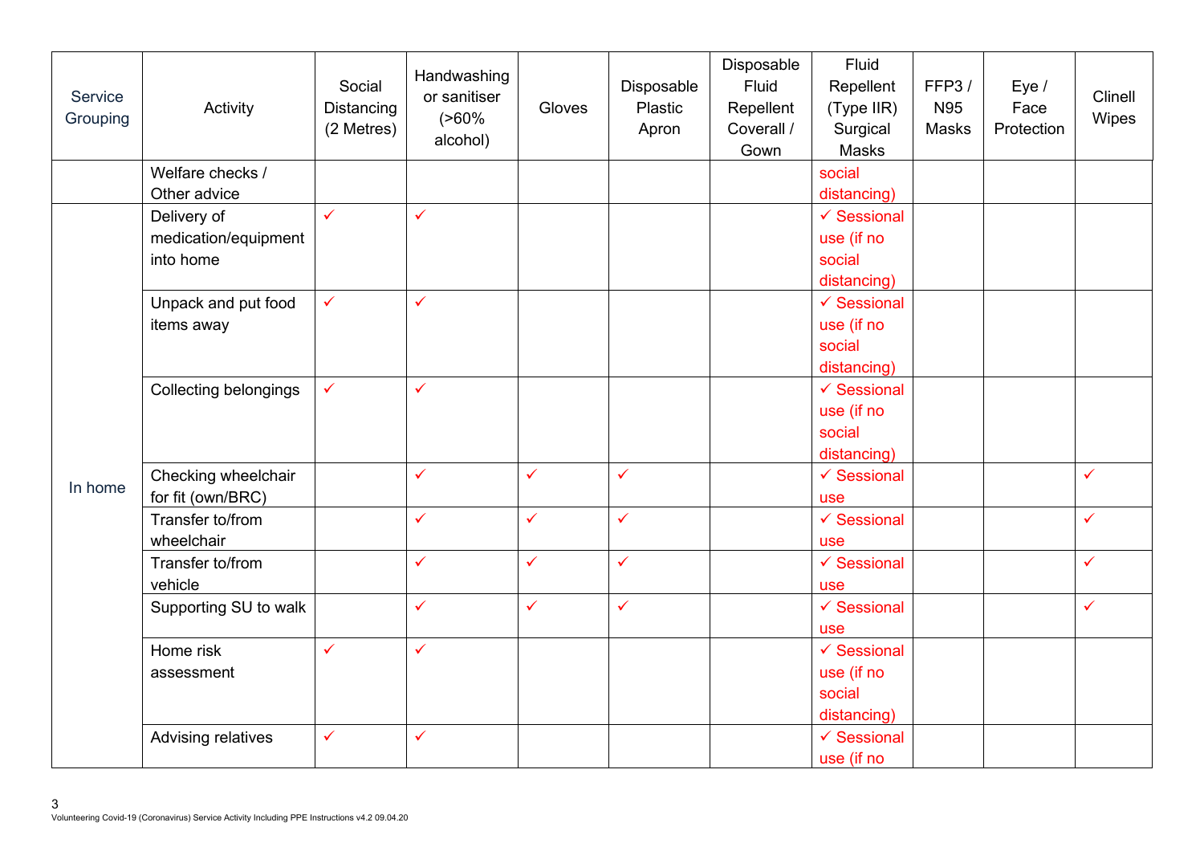| Service Grouping | Activity | Social Distancing (2 Metres) | Handwashing or sanitiser (>60% alcohol) | Gloves | Disposable Plastic Apron | Disposable Fluid Repellent Coverall / Gown | Fluid Repellent (Type IIR) Surgical Masks | FFP3 / N95 Masks | Eye / Face Protection | Clinell Wipes |
|---|---|---|---|---|---|---|---|---|---|---|
| | Welfare checks / Other advice | | | | | | social distancing) | | | |
| In home | Delivery of medication/equipment into home | ✓ | ✓ | | | | ✓ Sessional use (if no social distancing) | | | |
| | Unpack and put food items away | ✓ | ✓ | | | | ✓ Sessional use (if no social distancing) | | | |
| | Collecting belongings | ✓ | ✓ | | | | ✓ Sessional use (if no social distancing) | | | |
| | Checking wheelchair for fit (own/BRC) | | ✓ | ✓ | ✓ | | ✓ Sessional use | | | ✓ |
| | Transfer to/from wheelchair | | ✓ | ✓ | ✓ | | ✓ Sessional use | | | ✓ |
| | Transfer to/from vehicle | | ✓ | ✓ | ✓ | | ✓ Sessional use | | | ✓ |
| | Supporting SU to walk | | ✓ | ✓ | ✓ | | ✓ Sessional use | | | ✓ |
| | Home risk assessment | ✓ | ✓ | | | | ✓ Sessional use (if no social distancing) | | | |
| | Advising relatives | ✓ | ✓ | | | | ✓ Sessional use (if no | | | |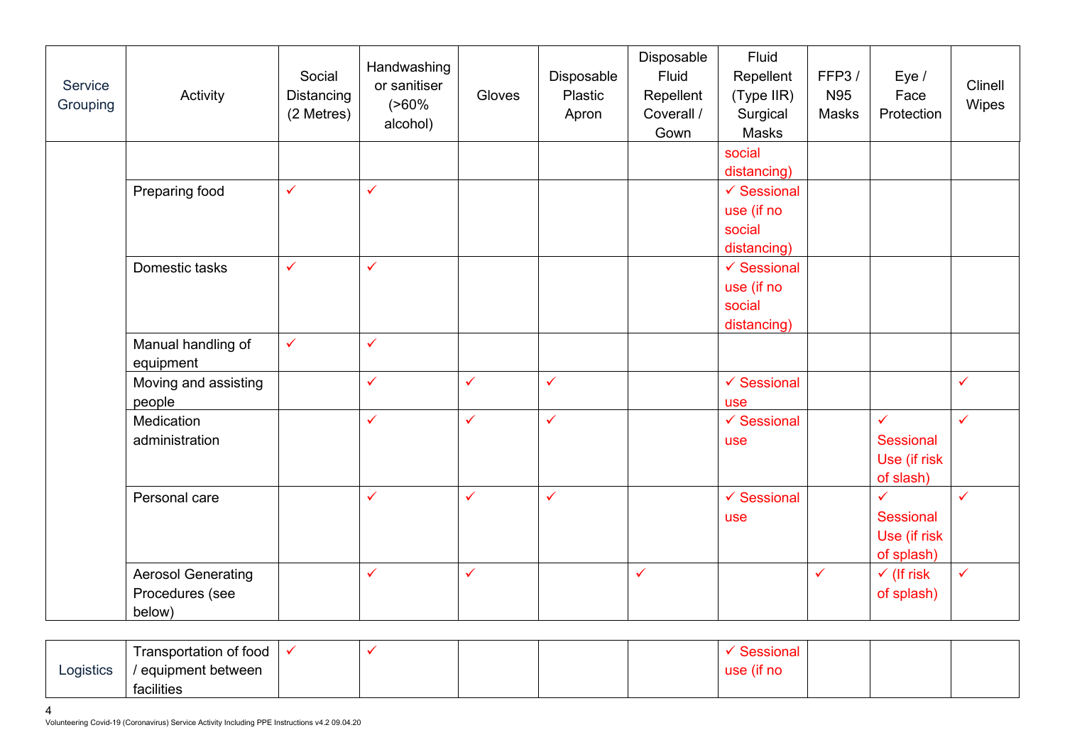| Service Grouping | Activity | Social Distancing (2 Metres) | Handwashing or sanitiser (>60% alcohol) | Gloves | Disposable Plastic Apron | Disposable Fluid Repellent Coverall / Gown | Fluid Repellent (Type IIR) Surgical Masks | FFP3 / N95 Masks | Eye / Face Protection | Clinell Wipes |
|---|---|---|---|---|---|---|---|---|---|---|
| | | | | | | | social distancing) | | | |
| | Preparing food | ✓ | ✓ | | | | ✓ Sessional use (if no social distancing) | | | |
| | Domestic tasks | ✓ | ✓ | | | | ✓ Sessional use (if no social distancing) | | | |
| | Manual handling of equipment | ✓ | ✓ | | | | | | | |
| | Moving and assisting people | | ✓ | ✓ | ✓ | | ✓ Sessional use | | | ✓ |
| | Medication administration | | ✓ | ✓ | ✓ | | ✓ Sessional use | | ✓ Sessional Use (if risk of slash) | ✓ |
| | Personal care | | ✓ | ✓ | ✓ | | ✓ Sessional use | | ✓ Sessional Use (if risk of splash) | ✓ |
| | Aerosol Generating Procedures (see below) | | ✓ | ✓ | | ✓ | | ✓ | ✓ (If risk of splash) | ✓ |

| | | | | | | | | | | |
|---|---|---|---|---|---|---|---|---|---|---|
| Logistics | Transportation of food / equipment between facilities | ✓ | ✓ | | | | ✓ Sessional use (if no | | | |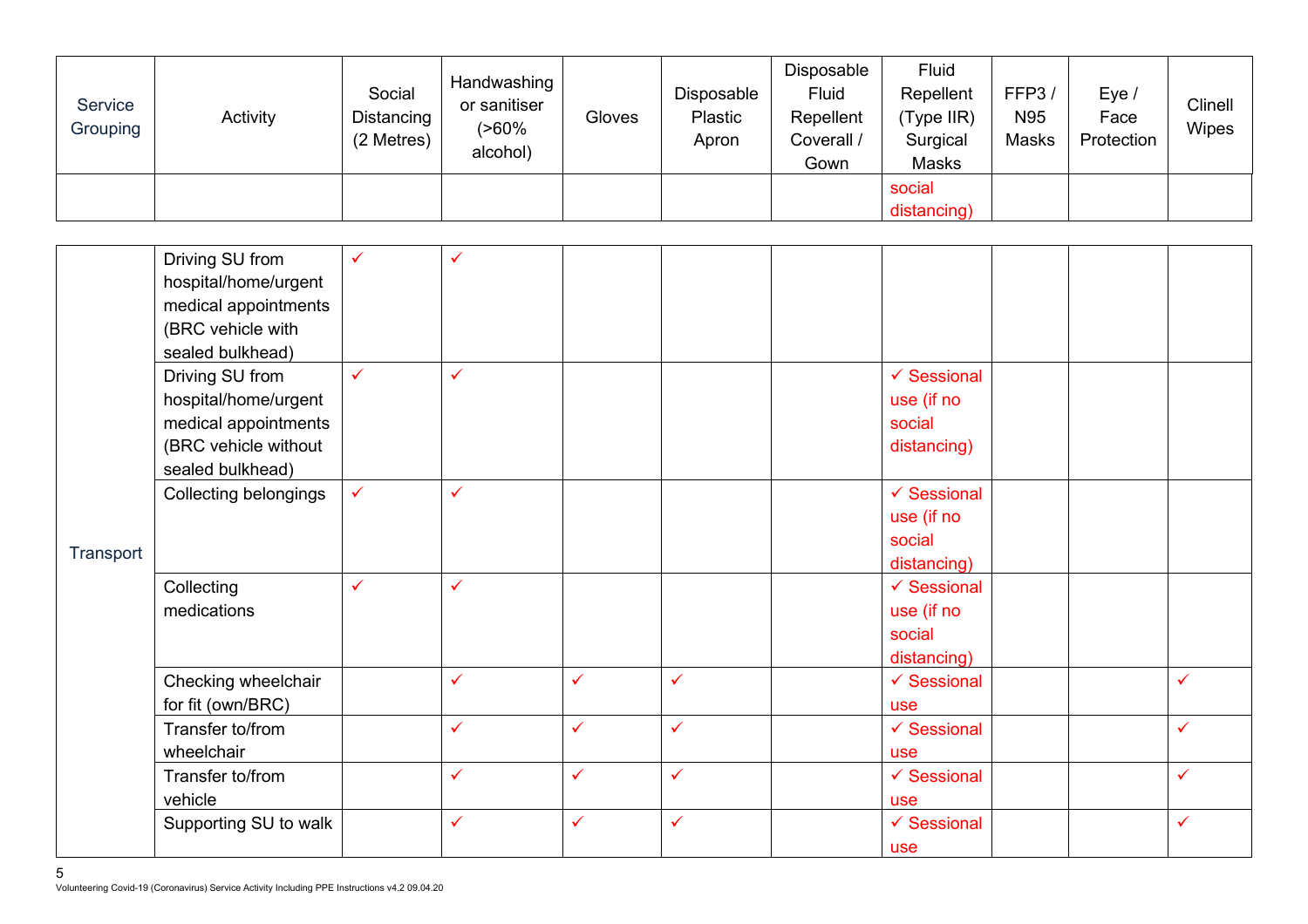| Service Grouping | Activity | Social Distancing (2 Metres) | Handwashing or sanitiser (>60% alcohol) | Gloves | Disposable Plastic Apron | Disposable Fluid Repellent Coverall / Gown | Fluid Repellent (Type IIR) Surgical Masks | FFP3 / N95 Masks | Eye / Face Protection | Clinell Wipes |
|---|---|---|---|---|---|---|---|---|---|---|
| | | | | | | | social distancing) | | | |
| Transport | Driving SU from hospital/home/urgent medical appointments (BRC vehicle with sealed bulkhead) | ✓ | ✓ | | | | | | | |
| | Driving SU from hospital/home/urgent medical appointments (BRC vehicle without sealed bulkhead) | ✓ | ✓ | | | | ✓ Sessional use (if no social distancing) | | | |
| | Collecting belongings | ✓ | ✓ | | | | ✓ Sessional use (if no social distancing) | | | |
| | Collecting medications | ✓ | ✓ | | | | ✓ Sessional use (if no social distancing) | | | |
| | Checking wheelchair for fit (own/BRC) | | ✓ | ✓ | ✓ | | ✓ Sessional use | | | ✓ |
| | Transfer to/from wheelchair | | ✓ | ✓ | ✓ | | ✓ Sessional use | | | ✓ |
| | Transfer to/from vehicle | | ✓ | ✓ | ✓ | | ✓ Sessional use | | | ✓ |
| | Supporting SU to walk | | ✓ | ✓ | ✓ | | ✓ Sessional use | | | ✓ |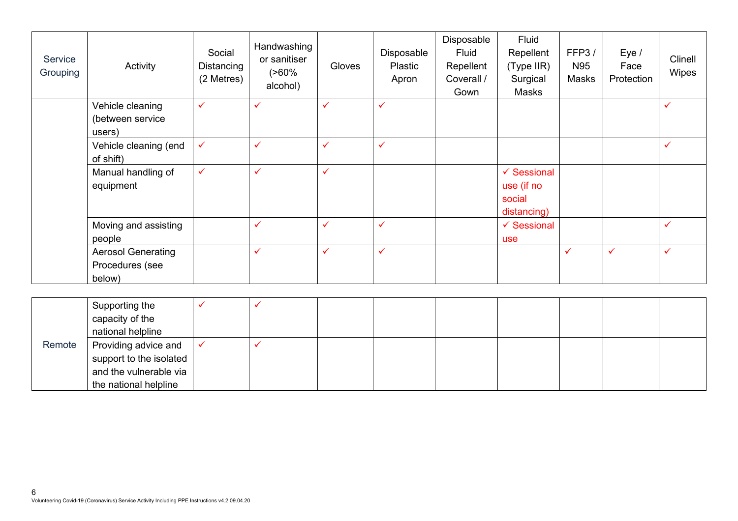| Service Grouping | Activity | Social Distancing (2 Metres) | Handwashing or sanitiser (>60% alcohol) | Gloves | Disposable Plastic Apron | Disposable Fluid Repellent Coverall / Gown | Fluid Repellent (Type IIR) Surgical Masks | FFP3 / N95 Masks | Eye / Face Protection | Clinell Wipes |
|---|---|---|---|---|---|---|---|---|---|---|
| | Vehicle cleaning (between service users) | ✓ | ✓ | ✓ | ✓ | | | | | ✓ |
| | Vehicle cleaning (end of shift) | ✓ | ✓ | ✓ | ✓ | | | | | ✓ |
| | Manual handling of equipment | ✓ | ✓ | ✓ | | | ✓ Sessional use (if no social distancing) | | | |
| | Moving and assisting people | | ✓ | ✓ | ✓ | | ✓ Sessional use | | | ✓ |
| | Aerosol Generating Procedures (see below) | | ✓ | ✓ | ✓ | | | ✓ | ✓ | ✓ |

| | | | | | | | | | | |
|---|---|---|---|---|---|---|---|---|---|---|
| Remote | Supporting the capacity of the national helpline | ✓ | ✓ | | | | | | | |
| Remote | Providing advice and support to the isolated and the vulnerable via the national helpline | ✓ | ✓ | | | | | | | |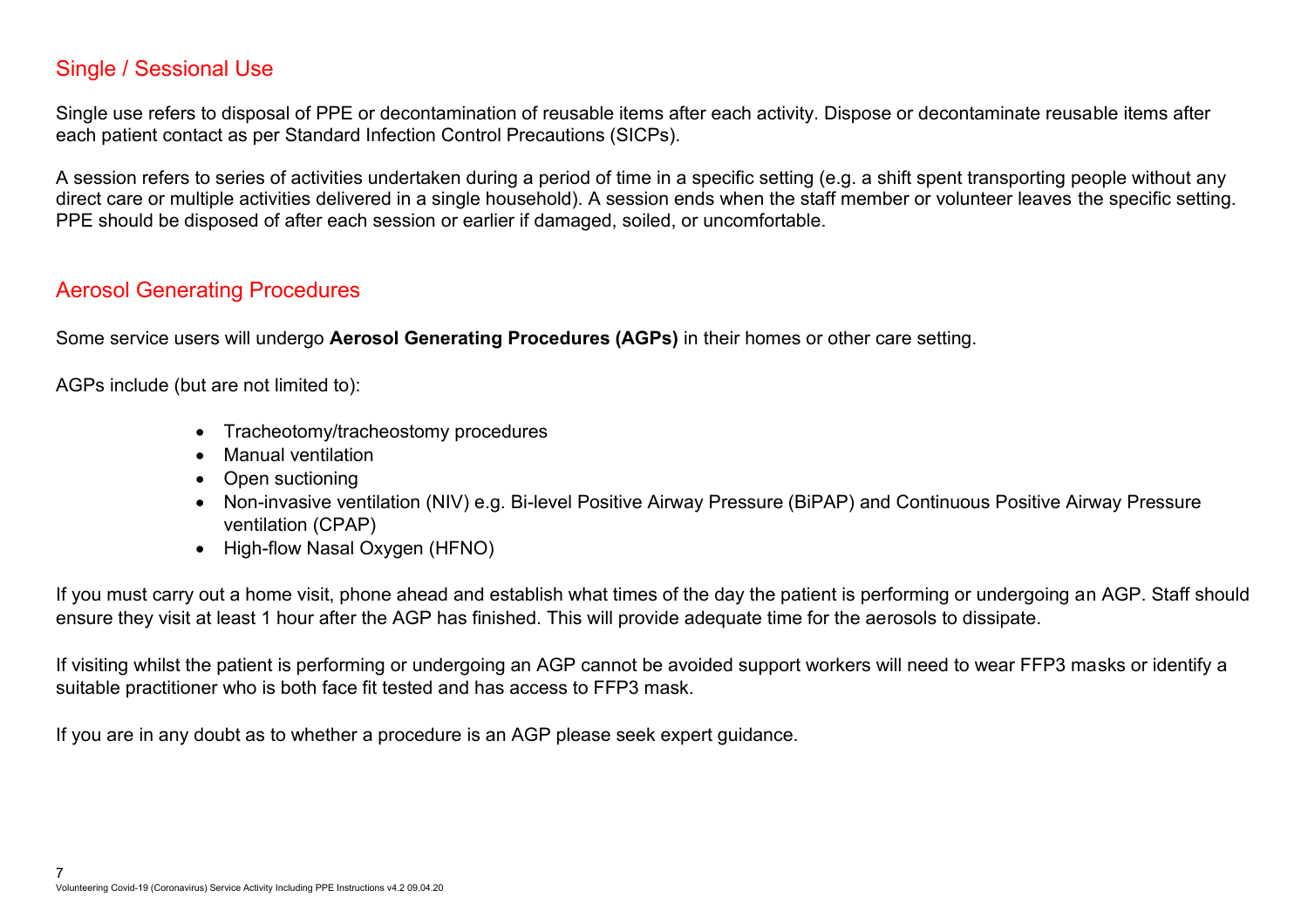## Single / Sessional Use

Single use refers to disposal of PPE or decontamination of reusable items after each activity. Dispose or decontaminate reusable items after each patient contact as per Standard Infection Control Precautions (SICPs).

A session refers to series of activities undertaken during a period of time in a specific setting (e.g. a shift spent transporting people without any direct care or multiple activities delivered in a single household). A session ends when the staff member or volunteer leaves the specific setting. PPE should be disposed of after each session or earlier if damaged, soiled, or uncomfortable.

## Aerosol Generating Procedures

Some service users will undergo **Aerosol Generating Procedures (AGPs)** in their homes or other care setting.

AGPs include (but are not limited to):

- Tracheotomy/tracheostomy procedures
- Manual ventilation
- Open suctioning
- Non-invasive ventilation (NIV) e.g. Bi-level Positive Airway Pressure (BiPAP) and Continuous Positive Airway Pressure ventilation (CPAP)
- High-flow Nasal Oxygen (HFNO)

If you must carry out a home visit, phone ahead and establish what times of the day the patient is performing or undergoing an AGP. Staff should ensure they visit at least 1 hour after the AGP has finished. This will provide adequate time for the aerosols to dissipate.

If visiting whilst the patient is performing or undergoing an AGP cannot be avoided support workers will need to wear FFP3 masks or identify a suitable practitioner who is both face fit tested and has access to FFP3 mask.

If you are in any doubt as to whether a procedure is an AGP please seek expert guidance.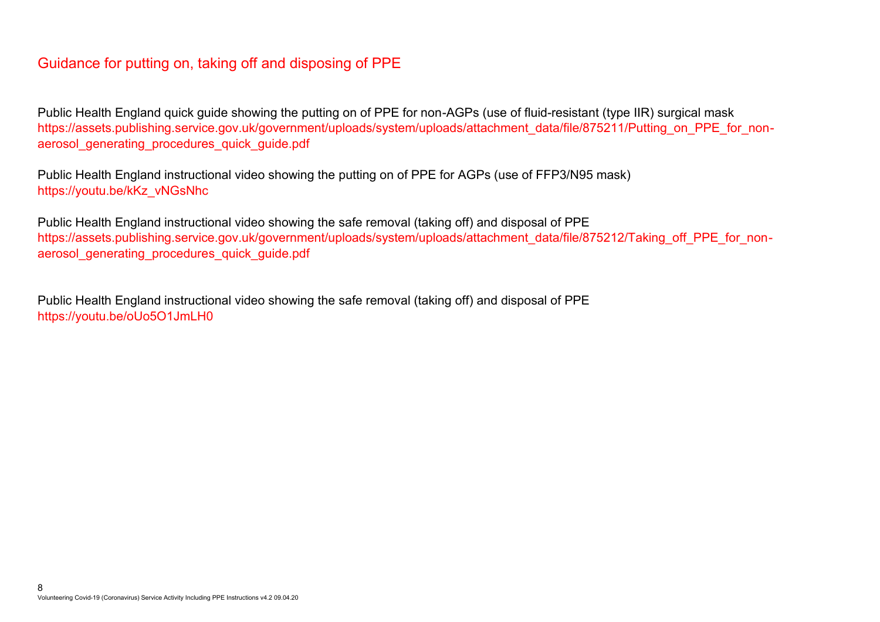## Guidance for putting on, taking off and disposing of PPE

Public Health England quick guide showing the putting on of PPE for non-AGPs (use of fluid-resistant (type IIR) surgical mask
https://assets.publishing.service.gov.uk/government/uploads/system/uploads/attachment_data/file/875211/Putting_on_PPE_for_non-aerosol_generating_procedures_quick_guide.pdf

Public Health England instructional video showing the putting on of PPE for AGPs (use of FFP3/N95 mask)
https://youtu.be/kKz_vNGsNhc

Public Health England instructional video showing the safe removal (taking off) and disposal of PPE
https://assets.publishing.service.gov.uk/government/uploads/system/uploads/attachment_data/file/875212/Taking_off_PPE_for_non-aerosol_generating_procedures_quick_guide.pdf

Public Health England instructional video showing the safe removal (taking off) and disposal of PPE
https://youtu.be/oUo5O1JmLH0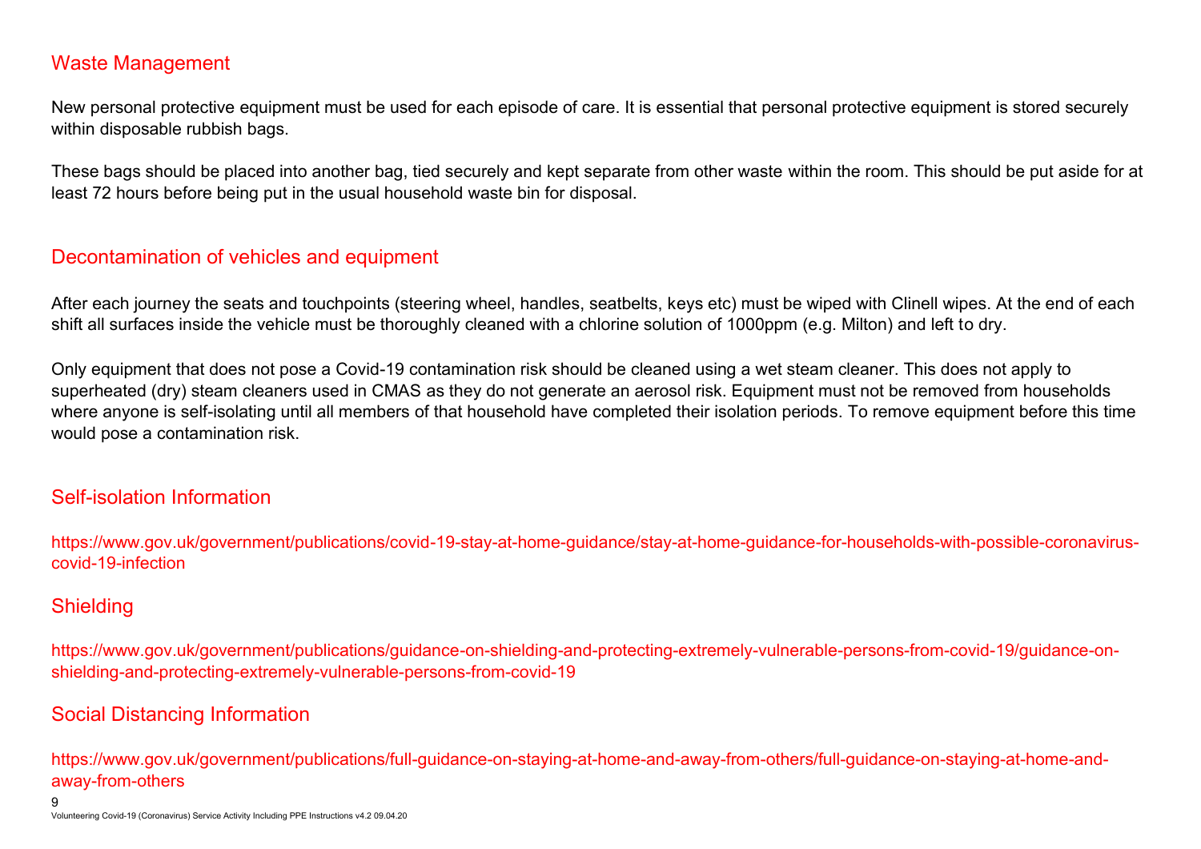## Waste Management

New personal protective equipment must be used for each episode of care. It is essential that personal protective equipment is stored securely within disposable rubbish bags.

These bags should be placed into another bag, tied securely and kept separate from other waste within the room. This should be put aside for at least 72 hours before being put in the usual household waste bin for disposal.

## Decontamination of vehicles and equipment

After each journey the seats and touchpoints (steering wheel, handles, seatbelts, keys etc) must be wiped with Clinell wipes. At the end of each shift all surfaces inside the vehicle must be thoroughly cleaned with a chlorine solution of 1000ppm (e.g. Milton) and left to dry.

Only equipment that does not pose a Covid-19 contamination risk should be cleaned using a wet steam cleaner. This does not apply to superheated (dry) steam cleaners used in CMAS as they do not generate an aerosol risk. Equipment must not be removed from households where anyone is self-isolating until all members of that household have completed their isolation periods. To remove equipment before this time would pose a contamination risk.

## Self-isolation Information

https://www.gov.uk/government/publications/covid-19-stay-at-home-guidance/stay-at-home-guidance-for-households-with-possible-coronavirus-covid-19-infection

## Shielding

https://www.gov.uk/government/publications/guidance-on-shielding-and-protecting-extremely-vulnerable-persons-from-covid-19/guidance-on-shielding-and-protecting-extremely-vulnerable-persons-from-covid-19

## Social Distancing Information

https://www.gov.uk/government/publications/full-guidance-on-staying-at-home-and-away-from-others/full-guidance-on-staying-at-home-and-away-from-others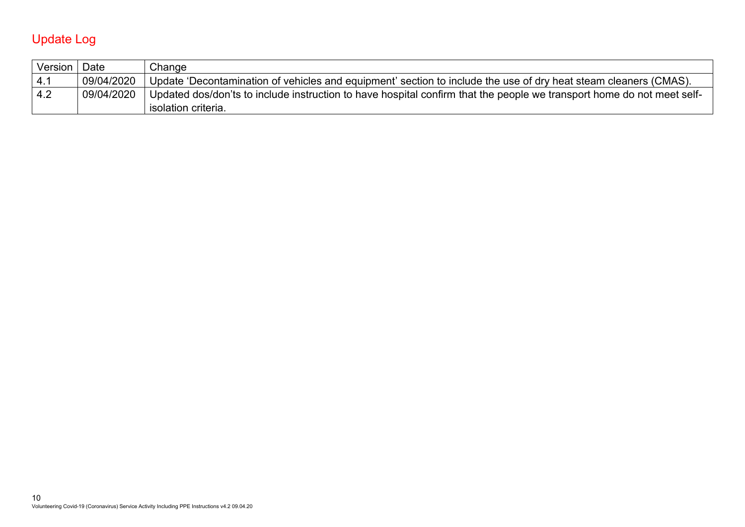## Update Log

| Version | Date | Change |
| --- | --- | --- |
| 4.1 | 09/04/2020 | Update 'Decontamination of vehicles and equipment' section to include the use of dry heat steam cleaners (CMAS). |
| 4.2 | 09/04/2020 | Updated dos/don'ts to include instruction to have hospital confirm that the people we transport home do not meet self-isolation criteria. |